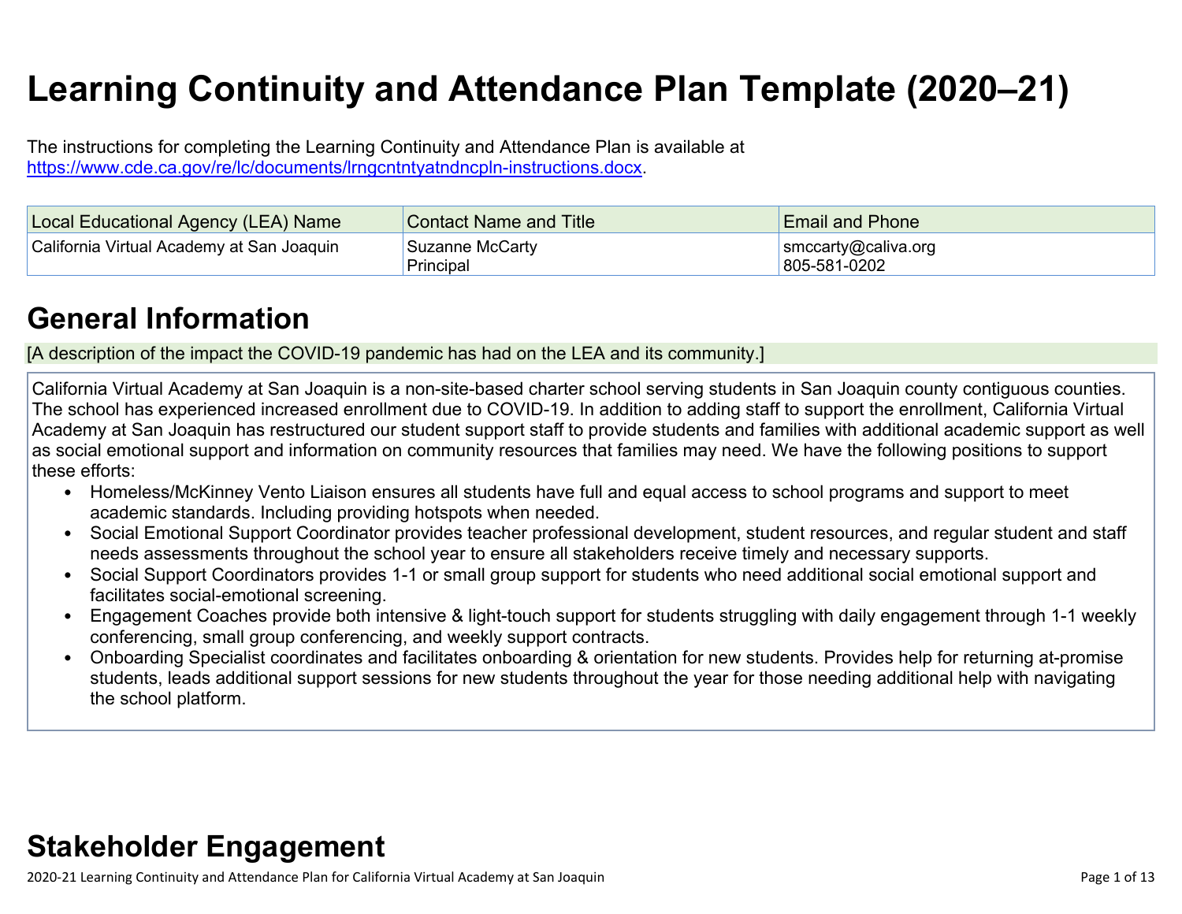# Learning Continuity and Attendance Plan Template (2020–21)

The instructions for completing the Learning Continuity and Attendance Plan is available at https://www.cde.ca.gov/re/lc/documents/lrngcntntyatndncpln-instructions.docx.

| Local Educational Agency (LEA) Name | Contact Name and Title | Email and Phone |
|---|---|---|
| California Virtual Academy at San Joaquin | Suzanne McCarty<br>Principal | smccarty@caliva.org<br>805-581-0202 |

## General Information

[A description of the impact the COVID-19 pandemic has had on the LEA and its community.]

California Virtual Academy at San Joaquin is a non-site-based charter school serving students in San Joaquin county contiguous counties. The school has experienced increased enrollment due to COVID-19. In addition to adding staff to support the enrollment, California Virtual Academy at San Joaquin has restructured our student support staff to provide students and families with additional academic support as well as social emotional support and information on community resources that families may need. We have the following positions to support these efforts:

- Homeless/McKinney Vento Liaison ensures all students have full and equal access to school programs and support to meet academic standards. Including providing hotspots when needed.
- Social Emotional Support Coordinator provides teacher professional development, student resources, and regular student and staff needs assessments throughout the school year to ensure all stakeholders receive timely and necessary supports.
- Social Support Coordinators provides 1-1 or small group support for students who need additional social emotional support and facilitates social-emotional screening.
- Engagement Coaches provide both intensive & light-touch support for students struggling with daily engagement through 1-1 weekly conferencing, small group conferencing, and weekly support contracts.
- Onboarding Specialist coordinates and facilitates onboarding & orientation for new students. Provides help for returning at-promise students, leads additional support sessions for new students throughout the year for those needing additional help with navigating the school platform.

## Stakeholder Engagement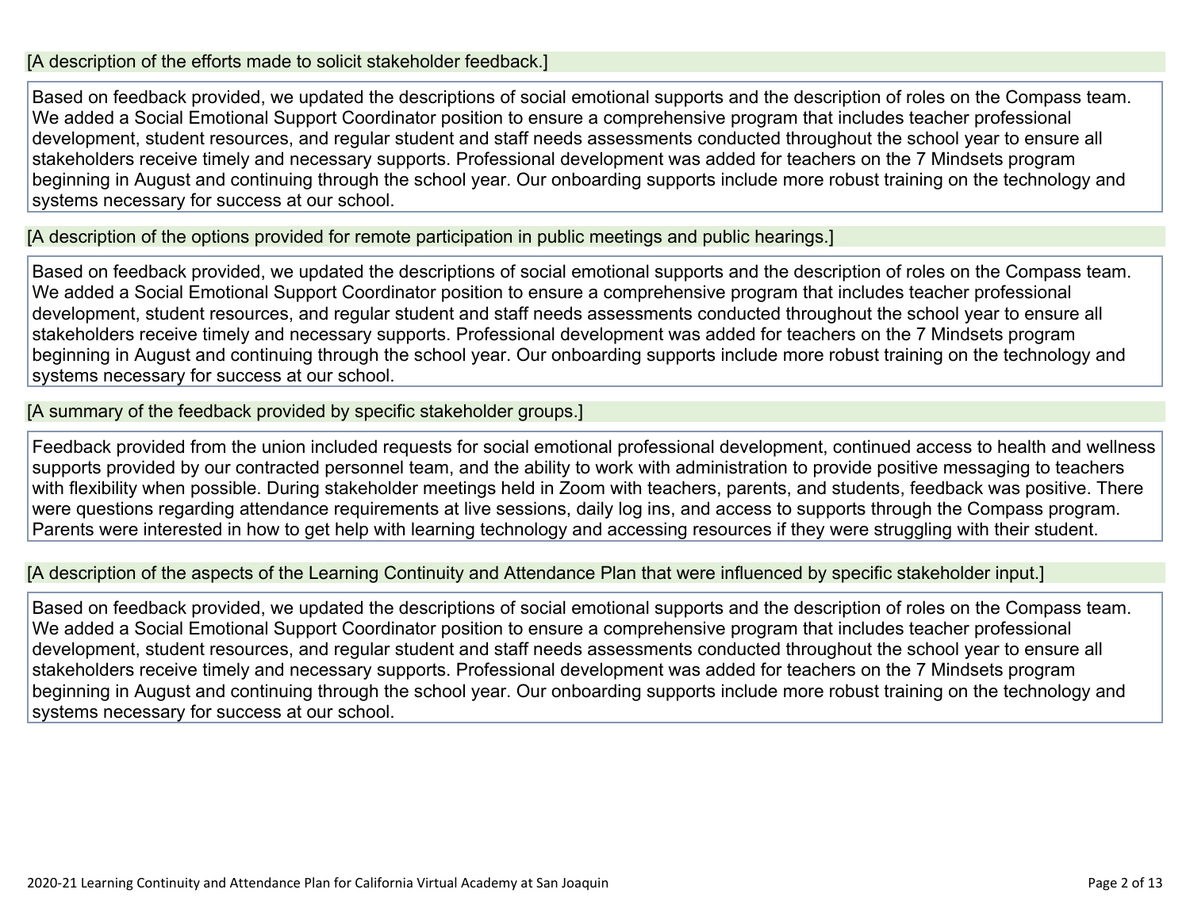[A description of the efforts made to solicit stakeholder feedback.]

Based on feedback provided, we updated the descriptions of social emotional supports and the description of roles on the Compass team. We added a Social Emotional Support Coordinator position to ensure a comprehensive program that includes teacher professional development, student resources, and regular student and staff needs assessments conducted throughout the school year to ensure all stakeholders receive timely and necessary supports. Professional development was added for teachers on the 7 Mindsets program beginning in August and continuing through the school year. Our onboarding supports include more robust training on the technology and systems necessary for success at our school.

[A description of the options provided for remote participation in public meetings and public hearings.]

Based on feedback provided, we updated the descriptions of social emotional supports and the description of roles on the Compass team. We added a Social Emotional Support Coordinator position to ensure a comprehensive program that includes teacher professional development, student resources, and regular student and staff needs assessments conducted throughout the school year to ensure all stakeholders receive timely and necessary supports. Professional development was added for teachers on the 7 Mindsets program beginning in August and continuing through the school year. Our onboarding supports include more robust training on the technology and systems necessary for success at our school.

[A summary of the feedback provided by specific stakeholder groups.]

Feedback provided from the union included requests for social emotional professional development, continued access to health and wellness supports provided by our contracted personnel team, and the ability to work with administration to provide positive messaging to teachers with flexibility when possible. During stakeholder meetings held in Zoom with teachers, parents, and students, feedback was positive. There were questions regarding attendance requirements at live sessions, daily log ins, and access to supports through the Compass program. Parents were interested in how to get help with learning technology and accessing resources if they were struggling with their student.

[A description of the aspects of the Learning Continuity and Attendance Plan that were influenced by specific stakeholder input.]

Based on feedback provided, we updated the descriptions of social emotional supports and the description of roles on the Compass team. We added a Social Emotional Support Coordinator position to ensure a comprehensive program that includes teacher professional development, student resources, and regular student and staff needs assessments conducted throughout the school year to ensure all stakeholders receive timely and necessary supports. Professional development was added for teachers on the 7 Mindsets program beginning in August and continuing through the school year. Our onboarding supports include more robust training on the technology and systems necessary for success at our school.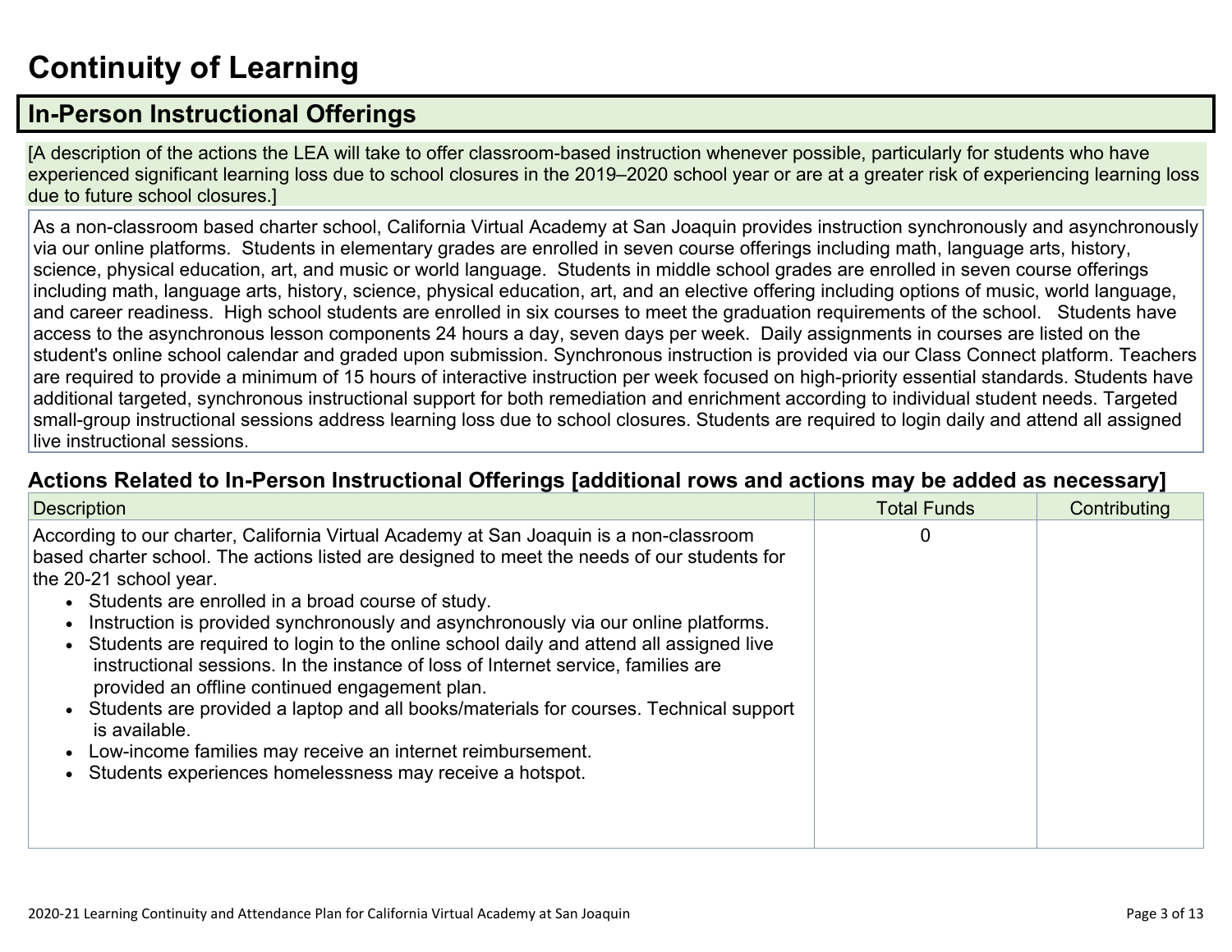# Continuity of Learning

## In-Person Instructional Offerings

[A description of the actions the LEA will take to offer classroom-based instruction whenever possible, particularly for students who have experienced significant learning loss due to school closures in the 2019–2020 school year or are at a greater risk of experiencing learning loss due to future school closures.]

As a non-classroom based charter school, California Virtual Academy at San Joaquin provides instruction synchronously and asynchronously via our online platforms. Students in elementary grades are enrolled in seven course offerings including math, language arts, history, science, physical education, art, and music or world language. Students in middle school grades are enrolled in seven course offerings including math, language arts, history, science, physical education, art, and an elective offering including options of music, world language, and career readiness. High school students are enrolled in six courses to meet the graduation requirements of the school. Students have access to the asynchronous lesson components 24 hours a day, seven days per week. Daily assignments in courses are listed on the student's online school calendar and graded upon submission. Synchronous instruction is provided via our Class Connect platform. Teachers are required to provide a minimum of 15 hours of interactive instruction per week focused on high-priority essential standards. Students have additional targeted, synchronous instructional support for both remediation and enrichment according to individual student needs. Targeted small-group instructional sessions address learning loss due to school closures. Students are required to login daily and attend all assigned live instructional sessions.

### Actions Related to In-Person Instructional Offerings [additional rows and actions may be added as necessary]

| Description | Total Funds | Contributing |
|---|---|---|
| According to our charter, California Virtual Academy at San Joaquin is a non-classroom based charter school. The actions listed are designed to meet the needs of our students for the 20-21 school year.<br>• Students are enrolled in a broad course of study.<br>• Instruction is provided synchronously and asynchronously via our online platforms.<br>• Students are required to login to the online school daily and attend all assigned live instructional sessions. In the instance of loss of Internet service, families are provided an offline continued engagement plan.<br>• Students are provided a laptop and all books/materials for courses. Technical support is available.<br>• Low-income families may receive an internet reimbursement.<br>• Students experiences homelessness may receive a hotspot. | 0 | |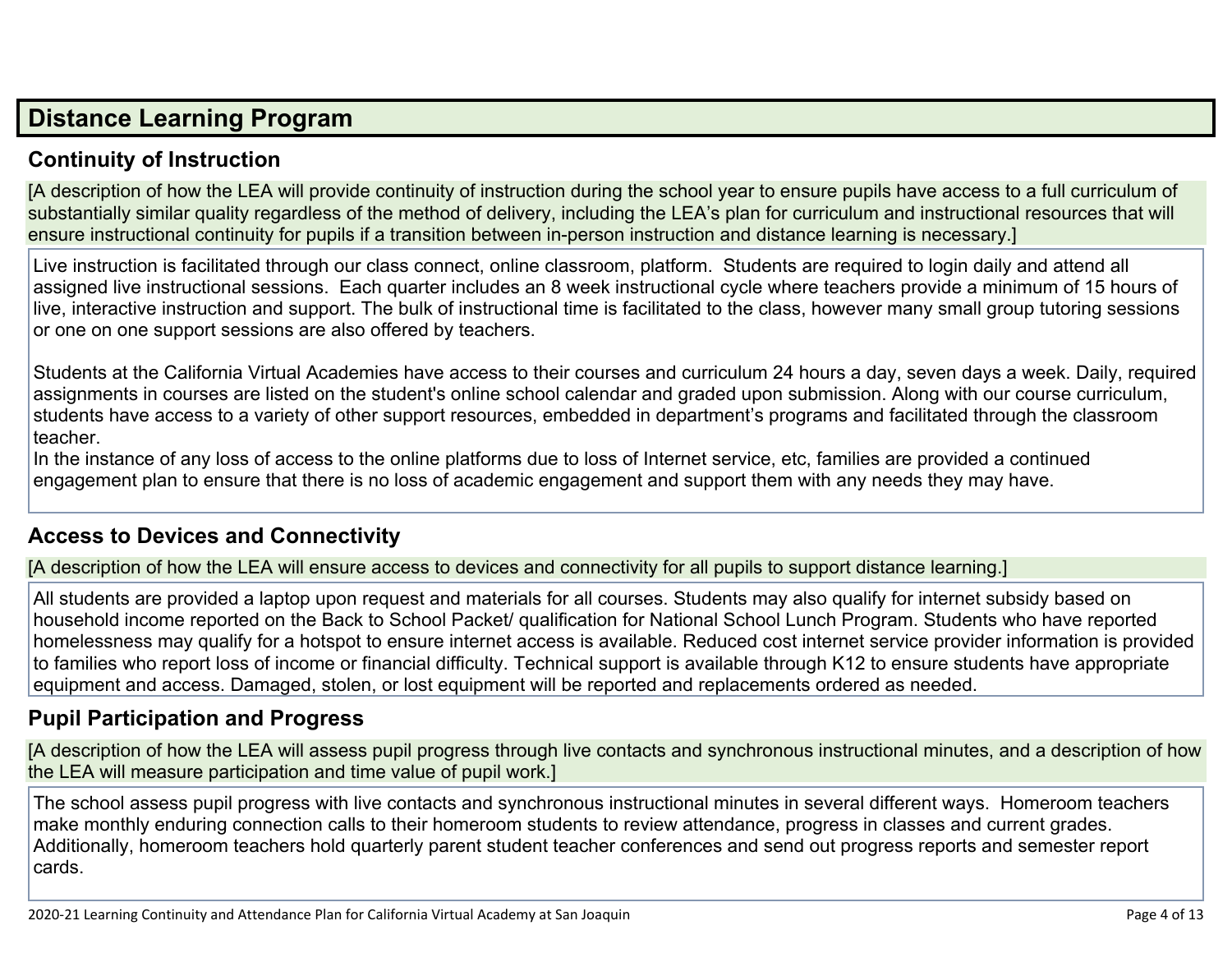# Distance Learning Program

## Continuity of Instruction

[A description of how the LEA will provide continuity of instruction during the school year to ensure pupils have access to a full curriculum of substantially similar quality regardless of the method of delivery, including the LEA's plan for curriculum and instructional resources that will ensure instructional continuity for pupils if a transition between in-person instruction and distance learning is necessary.]

Live instruction is facilitated through our class connect, online classroom, platform. Students are required to login daily and attend all assigned live instructional sessions. Each quarter includes an 8 week instructional cycle where teachers provide a minimum of 15 hours of live, interactive instruction and support. The bulk of instructional time is facilitated to the class, however many small group tutoring sessions or one on one support sessions are also offered by teachers.

Students at the California Virtual Academies have access to their courses and curriculum 24 hours a day, seven days a week. Daily, required assignments in courses are listed on the student's online school calendar and graded upon submission. Along with our course curriculum, students have access to a variety of other support resources, embedded in department's programs and facilitated through the classroom teacher.
In the instance of any loss of access to the online platforms due to loss of Internet service, etc, families are provided a continued engagement plan to ensure that there is no loss of academic engagement and support them with any needs they may have.

## Access to Devices and Connectivity

[A description of how the LEA will ensure access to devices and connectivity for all pupils to support distance learning.]

All students are provided a laptop upon request and materials for all courses. Students may also qualify for internet subsidy based on household income reported on the Back to School Packet/ qualification for National School Lunch Program. Students who have reported homelessness may qualify for a hotspot to ensure internet access is available. Reduced cost internet service provider information is provided to families who report loss of income or financial difficulty. Technical support is available through K12 to ensure students have appropriate equipment and access. Damaged, stolen, or lost equipment will be reported and replacements ordered as needed.

## Pupil Participation and Progress

[A description of how the LEA will assess pupil progress through live contacts and synchronous instructional minutes, and a description of how the LEA will measure participation and time value of pupil work.]

The school assess pupil progress with live contacts and synchronous instructional minutes in several different ways. Homeroom teachers make monthly enduring connection calls to their homeroom students to review attendance, progress in classes and current grades. Additionally, homeroom teachers hold quarterly parent student teacher conferences and send out progress reports and semester report cards.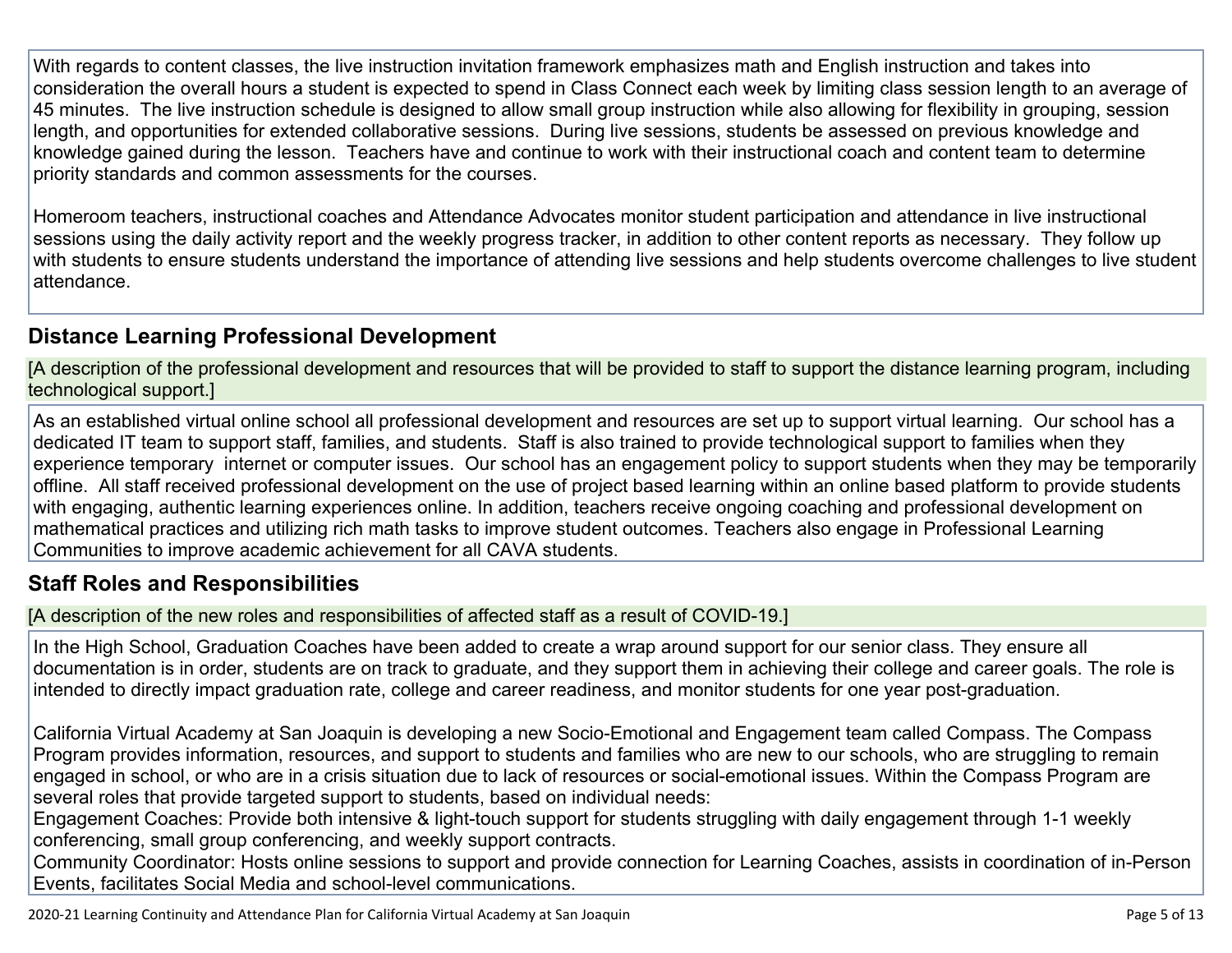With regards to content classes, the live instruction invitation framework emphasizes math and English instruction and takes into consideration the overall hours a student is expected to spend in Class Connect each week by limiting class session length to an average of 45 minutes. The live instruction schedule is designed to allow small group instruction while also allowing for flexibility in grouping, session length, and opportunities for extended collaborative sessions. During live sessions, students be assessed on previous knowledge and knowledge gained during the lesson. Teachers have and continue to work with their instructional coach and content team to determine priority standards and common assessments for the courses.

Homeroom teachers, instructional coaches and Attendance Advocates monitor student participation and attendance in live instructional sessions using the daily activity report and the weekly progress tracker, in addition to other content reports as necessary. They follow up with students to ensure students understand the importance of attending live sessions and help students overcome challenges to live student attendance.

## Distance Learning Professional Development

[A description of the professional development and resources that will be provided to staff to support the distance learning program, including technological support.]

As an established virtual online school all professional development and resources are set up to support virtual learning. Our school has a dedicated IT team to support staff, families, and students. Staff is also trained to provide technological support to families when they experience temporary internet or computer issues. Our school has an engagement policy to support students when they may be temporarily offline. All staff received professional development on the use of project based learning within an online based platform to provide students with engaging, authentic learning experiences online. In addition, teachers receive ongoing coaching and professional development on mathematical practices and utilizing rich math tasks to improve student outcomes. Teachers also engage in Professional Learning Communities to improve academic achievement for all CAVA students.

## Staff Roles and Responsibilities

[A description of the new roles and responsibilities of affected staff as a result of COVID-19.]

In the High School, Graduation Coaches have been added to create a wrap around support for our senior class. They ensure all documentation is in order, students are on track to graduate, and they support them in achieving their college and career goals. The role is intended to directly impact graduation rate, college and career readiness, and monitor students for one year post-graduation.

California Virtual Academy at San Joaquin is developing a new Socio-Emotional and Engagement team called Compass. The Compass Program provides information, resources, and support to students and families who are new to our schools, who are struggling to remain engaged in school, or who are in a crisis situation due to lack of resources or social-emotional issues. Within the Compass Program are several roles that provide targeted support to students, based on individual needs:
Engagement Coaches: Provide both intensive & light-touch support for students struggling with daily engagement through 1-1 weekly conferencing, small group conferencing, and weekly support contracts.
Community Coordinator: Hosts online sessions to support and provide connection for Learning Coaches, assists in coordination of in-Person Events, facilitates Social Media and school-level communications.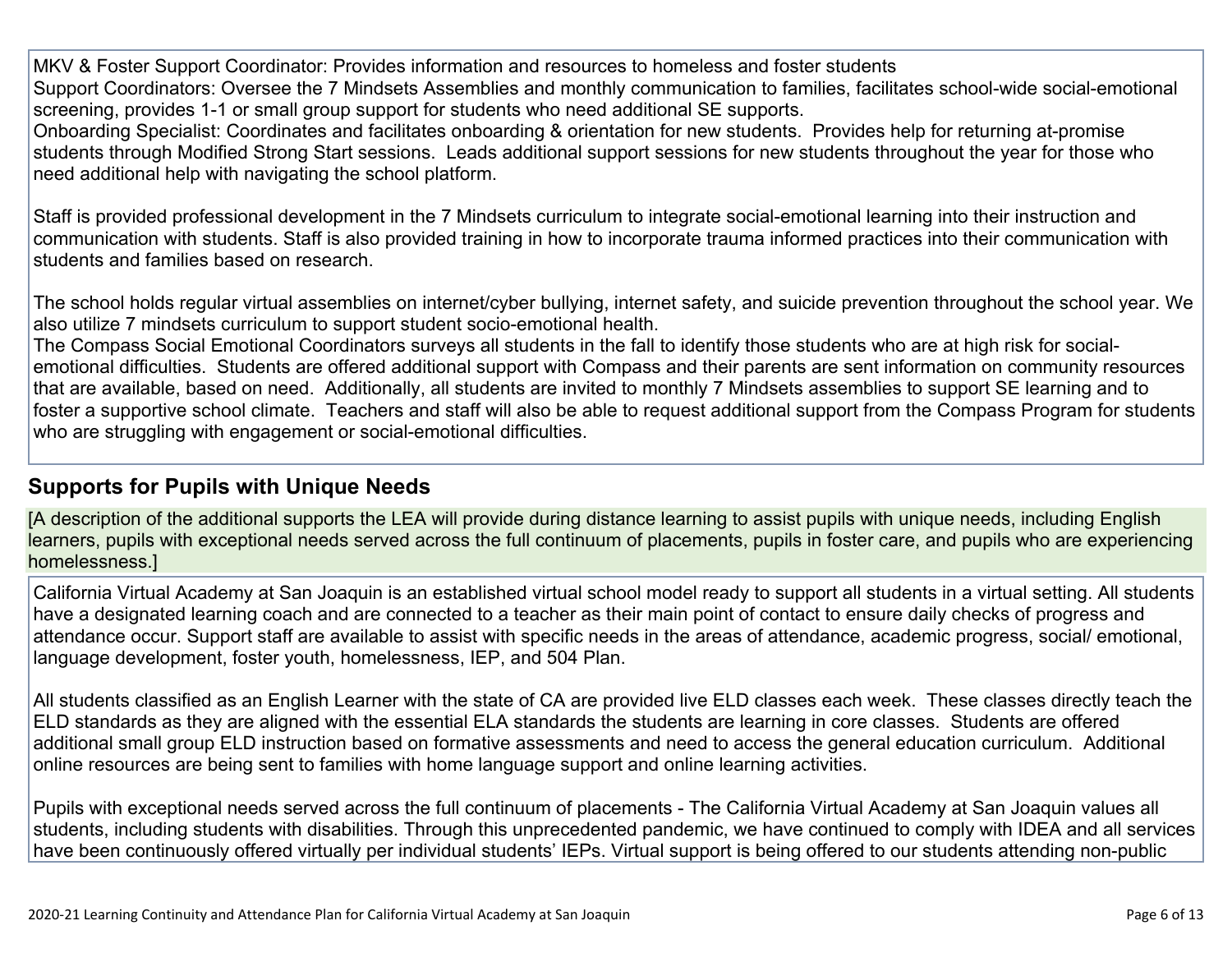MKV & Foster Support Coordinator: Provides information and resources to homeless and foster students
Support Coordinators: Oversee the 7 Mindsets Assemblies and monthly communication to families, facilitates school-wide social-emotional screening, provides 1-1 or small group support for students who need additional SE supports.
Onboarding Specialist: Coordinates and facilitates onboarding & orientation for new students. Provides help for returning at-promise students through Modified Strong Start sessions. Leads additional support sessions for new students throughout the year for those who need additional help with navigating the school platform.

Staff is provided professional development in the 7 Mindsets curriculum to integrate social-emotional learning into their instruction and communication with students. Staff is also provided training in how to incorporate trauma informed practices into their communication with students and families based on research.

The school holds regular virtual assemblies on internet/cyber bullying, internet safety, and suicide prevention throughout the school year. We also utilize 7 mindsets curriculum to support student socio-emotional health.
The Compass Social Emotional Coordinators surveys all students in the fall to identify those students who are at high risk for social-emotional difficulties. Students are offered additional support with Compass and their parents are sent information on community resources that are available, based on need. Additionally, all students are invited to monthly 7 Mindsets assemblies to support SE learning and to foster a supportive school climate. Teachers and staff will also be able to request additional support from the Compass Program for students who are struggling with engagement or social-emotional difficulties.

## Supports for Pupils with Unique Needs

[A description of the additional supports the LEA will provide during distance learning to assist pupils with unique needs, including English learners, pupils with exceptional needs served across the full continuum of placements, pupils in foster care, and pupils who are experiencing homelessness.]

California Virtual Academy at San Joaquin is an established virtual school model ready to support all students in a virtual setting. All students have a designated learning coach and are connected to a teacher as their main point of contact to ensure daily checks of progress and attendance occur. Support staff are available to assist with specific needs in the areas of attendance, academic progress, social/ emotional, language development, foster youth, homelessness, IEP, and 504 Plan.

All students classified as an English Learner with the state of CA are provided live ELD classes each week. These classes directly teach the ELD standards as they are aligned with the essential ELA standards the students are learning in core classes. Students are offered additional small group ELD instruction based on formative assessments and need to access the general education curriculum. Additional online resources are being sent to families with home language support and online learning activities.

Pupils with exceptional needs served across the full continuum of placements - The California Virtual Academy at San Joaquin values all students, including students with disabilities. Through this unprecedented pandemic, we have continued to comply with IDEA and all services have been continuously offered virtually per individual students' IEPs. Virtual support is being offered to our students attending non-public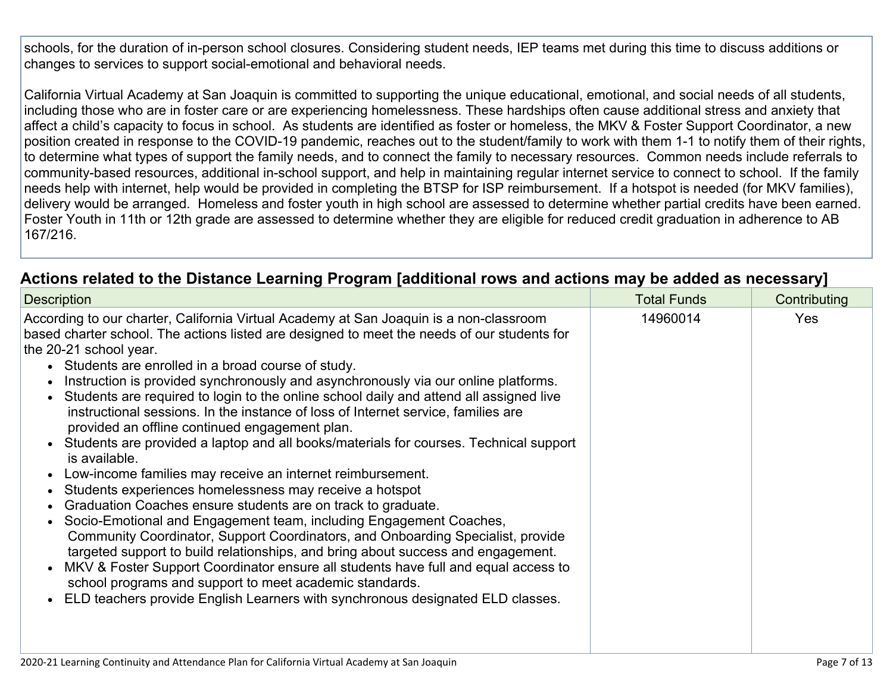schools, for the duration of in-person school closures. Considering student needs, IEP teams met during this time to discuss additions or changes to services to support social-emotional and behavioral needs.

California Virtual Academy at San Joaquin is committed to supporting the unique educational, emotional, and social needs of all students, including those who are in foster care or are experiencing homelessness. These hardships often cause additional stress and anxiety that affect a child's capacity to focus in school. As students are identified as foster or homeless, the MKV & Foster Support Coordinator, a new position created in response to the COVID-19 pandemic, reaches out to the student/family to work with them 1-1 to notify them of their rights, to determine what types of support the family needs, and to connect the family to necessary resources. Common needs include referrals to community-based resources, additional in-school support, and help in maintaining regular internet service to connect to school. If the family needs help with internet, help would be provided in completing the BTSP for ISP reimbursement. If a hotspot is needed (for MKV families), delivery would be arranged. Homeless and foster youth in high school are assessed to determine whether partial credits have been earned. Foster Youth in 11th or 12th grade are assessed to determine whether they are eligible for reduced credit graduation in adherence to AB 167/216.

## Actions related to the Distance Learning Program [additional rows and actions may be added as necessary]

| Description | Total Funds | Contributing |
|---|---|---|
| According to our charter, California Virtual Academy at San Joaquin is a non-classroom based charter school. The actions listed are designed to meet the needs of our students for the 20-21 school year.<br>• Students are enrolled in a broad course of study.<br>• Instruction is provided synchronously and asynchronously via our online platforms.<br>• Students are required to login to the online school daily and attend all assigned live instructional sessions. In the instance of loss of Internet service, families are provided an offline continued engagement plan.<br>• Students are provided a laptop and all books/materials for courses. Technical support is available.<br>• Low-income families may receive an internet reimbursement.<br>• Students experiences homelessness may receive a hotspot<br>• Graduation Coaches ensure students are on track to graduate.<br>• Socio-Emotional and Engagement team, including Engagement Coaches, Community Coordinator, Support Coordinators, and Onboarding Specialist, provide targeted support to build relationships, and bring about success and engagement.<br>• MKV & Foster Support Coordinator ensure all students have full and equal access to school programs and support to meet academic standards.<br>• ELD teachers provide English Learners with synchronous designated ELD classes. | 14960014 | Yes |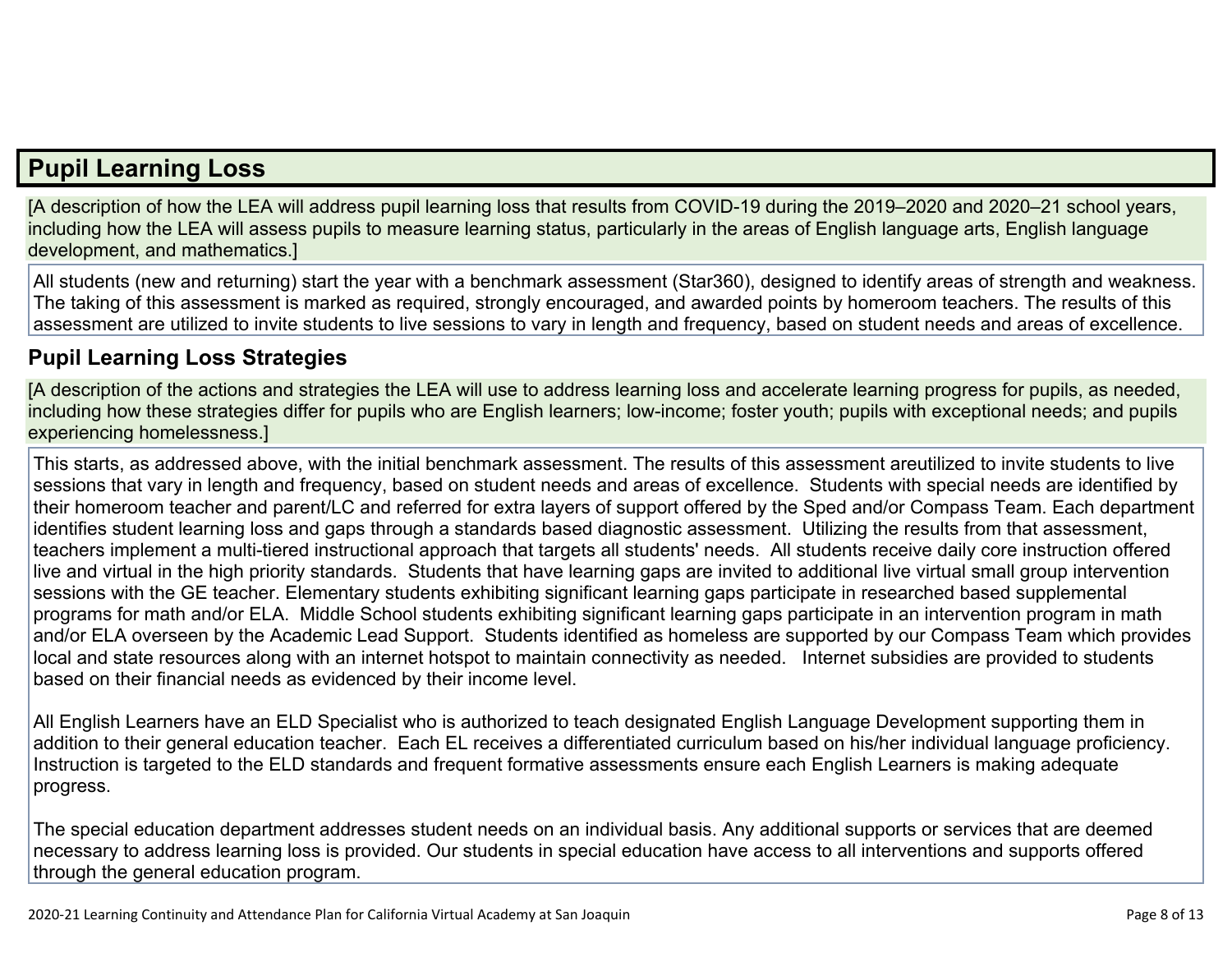## Pupil Learning Loss

[A description of how the LEA will address pupil learning loss that results from COVID-19 during the 2019–2020 and 2020–21 school years, including how the LEA will assess pupils to measure learning status, particularly in the areas of English language arts, English language development, and mathematics.]

All students (new and returning) start the year with a benchmark assessment (Star360), designed to identify areas of strength and weakness. The taking of this assessment is marked as required, strongly encouraged, and awarded points by homeroom teachers. The results of this assessment are utilized to invite students to live sessions to vary in length and frequency, based on student needs and areas of excellence.

### Pupil Learning Loss Strategies

[A description of the actions and strategies the LEA will use to address learning loss and accelerate learning progress for pupils, as needed, including how these strategies differ for pupils who are English learners; low-income; foster youth; pupils with exceptional needs; and pupils experiencing homelessness.]

This starts, as addressed above, with the initial benchmark assessment. The results of this assessment areutilized to invite students to live sessions that vary in length and frequency, based on student needs and areas of excellence. Students with special needs are identified by their homeroom teacher and parent/LC and referred for extra layers of support offered by the Sped and/or Compass Team. Each department identifies student learning loss and gaps through a standards based diagnostic assessment. Utilizing the results from that assessment, teachers implement a multi-tiered instructional approach that targets all students' needs. All students receive daily core instruction offered live and virtual in the high priority standards. Students that have learning gaps are invited to additional live virtual small group intervention sessions with the GE teacher. Elementary students exhibiting significant learning gaps participate in researched based supplemental programs for math and/or ELA. Middle School students exhibiting significant learning gaps participate in an intervention program in math and/or ELA overseen by the Academic Lead Support. Students identified as homeless are supported by our Compass Team which provides local and state resources along with an internet hotspot to maintain connectivity as needed. Internet subsidies are provided to students based on their financial needs as evidenced by their income level.

All English Learners have an ELD Specialist who is authorized to teach designated English Language Development supporting them in addition to their general education teacher. Each EL receives a differentiated curriculum based on his/her individual language proficiency. Instruction is targeted to the ELD standards and frequent formative assessments ensure each English Learners is making adequate progress.

The special education department addresses student needs on an individual basis. Any additional supports or services that are deemed necessary to address learning loss is provided. Our students in special education have access to all interventions and supports offered through the general education program.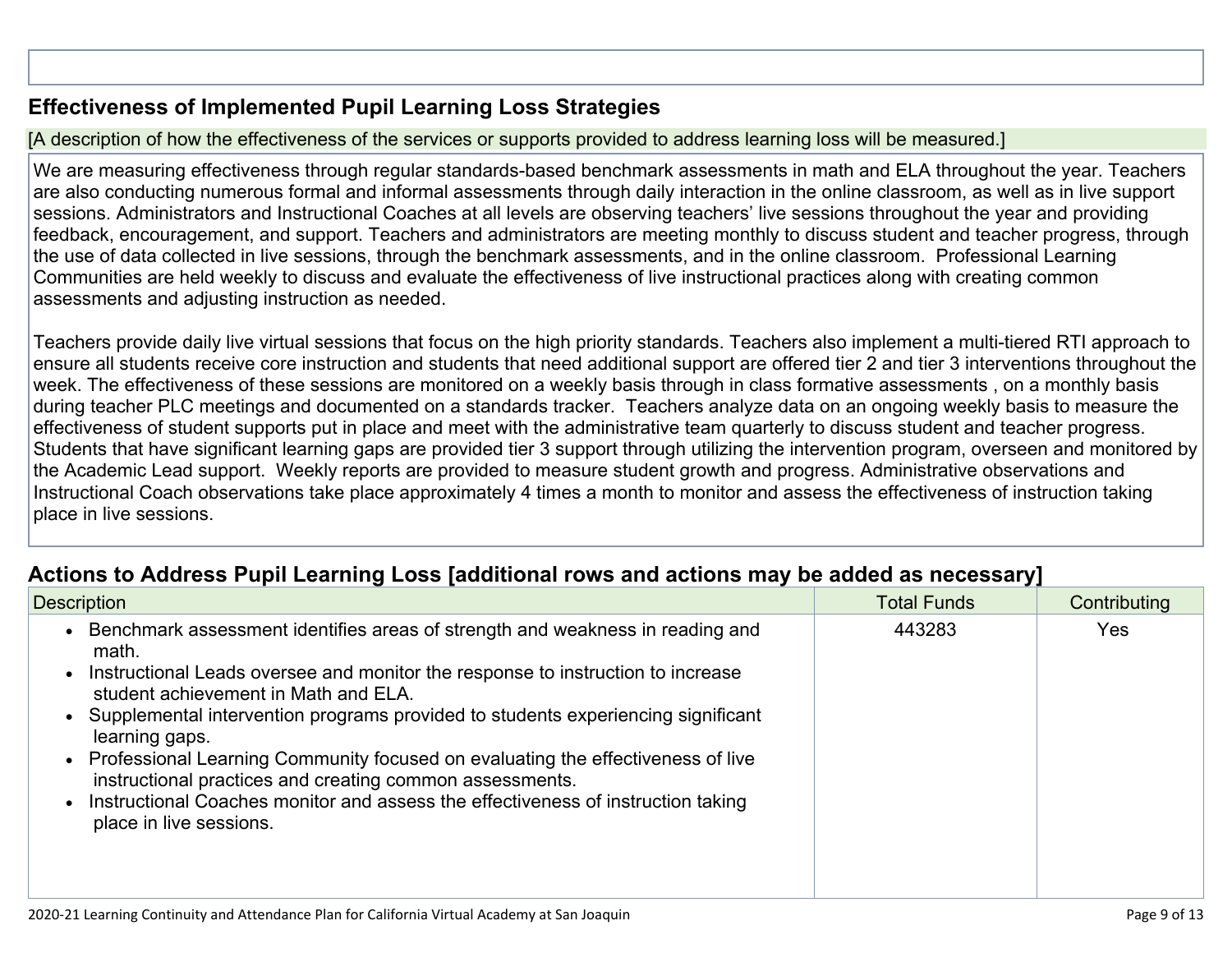## Effectiveness of Implemented Pupil Learning Loss Strategies

[A description of how the effectiveness of the services or supports provided to address learning loss will be measured.]

We are measuring effectiveness through regular standards-based benchmark assessments in math and ELA throughout the year. Teachers are also conducting numerous formal and informal assessments through daily interaction in the online classroom, as well as in live support sessions. Administrators and Instructional Coaches at all levels are observing teachers' live sessions throughout the year and providing feedback, encouragement, and support. Teachers and administrators are meeting monthly to discuss student and teacher progress, through the use of data collected in live sessions, through the benchmark assessments, and in the online classroom. Professional Learning Communities are held weekly to discuss and evaluate the effectiveness of live instructional practices along with creating common assessments and adjusting instruction as needed.

Teachers provide daily live virtual sessions that focus on the high priority standards. Teachers also implement a multi-tiered RTI approach to ensure all students receive core instruction and students that need additional support are offered tier 2 and tier 3 interventions throughout the week. The effectiveness of these sessions are monitored on a weekly basis through in class formative assessments , on a monthly basis during teacher PLC meetings and documented on a standards tracker. Teachers analyze data on an ongoing weekly basis to measure the effectiveness of student supports put in place and meet with the administrative team quarterly to discuss student and teacher progress. Students that have significant learning gaps are provided tier 3 support through utilizing the intervention program, overseen and monitored by the Academic Lead support. Weekly reports are provided to measure student growth and progress. Administrative observations and Instructional Coach observations take place approximately 4 times a month to monitor and assess the effectiveness of instruction taking place in live sessions.

## Actions to Address Pupil Learning Loss [additional rows and actions may be added as necessary]

| Description | Total Funds | Contributing |
|---|---|---|
| • Benchmark assessment identifies areas of strength and weakness in reading and math.<br>• Instructional Leads oversee and monitor the response to instruction to increase student achievement in Math and ELA.<br>• Supplemental intervention programs provided to students experiencing significant learning gaps.<br>• Professional Learning Community focused on evaluating the effectiveness of live instructional practices and creating common assessments.<br>• Instructional Coaches monitor and assess the effectiveness of instruction taking place in live sessions. | 443283 | Yes |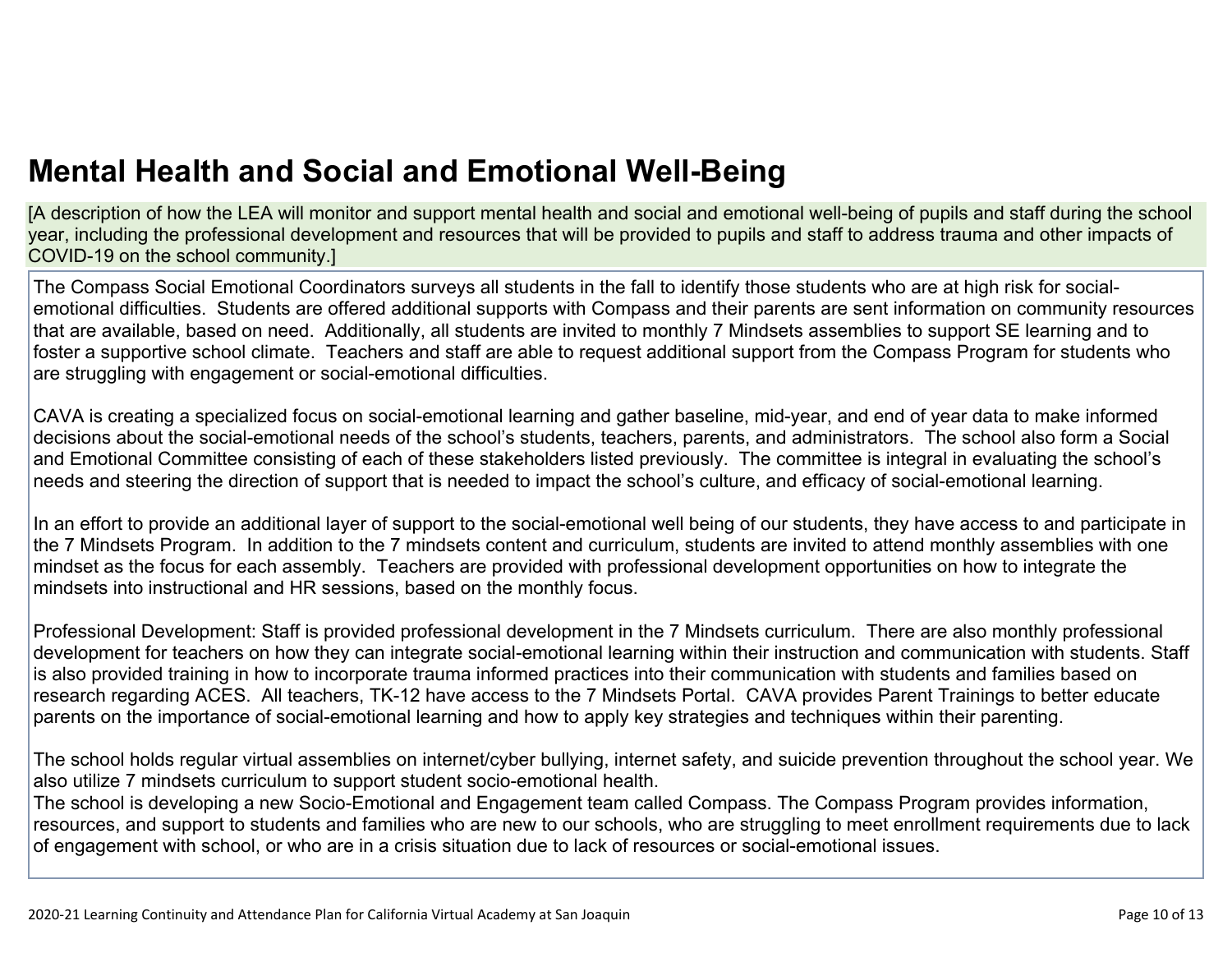# Mental Health and Social and Emotional Well-Being

[A description of how the LEA will monitor and support mental health and social and emotional well-being of pupils and staff during the school year, including the professional development and resources that will be provided to pupils and staff to address trauma and other impacts of COVID-19 on the school community.]

The Compass Social Emotional Coordinators surveys all students in the fall to identify those students who are at high risk for social-emotional difficulties. Students are offered additional supports with Compass and their parents are sent information on community resources that are available, based on need. Additionally, all students are invited to monthly 7 Mindsets assemblies to support SE learning and to foster a supportive school climate. Teachers and staff are able to request additional support from the Compass Program for students who are struggling with engagement or social-emotional difficulties.

CAVA is creating a specialized focus on social-emotional learning and gather baseline, mid-year, and end of year data to make informed decisions about the social-emotional needs of the school's students, teachers, parents, and administrators. The school also form a Social and Emotional Committee consisting of each of these stakeholders listed previously. The committee is integral in evaluating the school's needs and steering the direction of support that is needed to impact the school's culture, and efficacy of social-emotional learning.

In an effort to provide an additional layer of support to the social-emotional well being of our students, they have access to and participate in the 7 Mindsets Program. In addition to the 7 mindsets content and curriculum, students are invited to attend monthly assemblies with one mindset as the focus for each assembly. Teachers are provided with professional development opportunities on how to integrate the mindsets into instructional and HR sessions, based on the monthly focus.

Professional Development: Staff is provided professional development in the 7 Mindsets curriculum. There are also monthly professional development for teachers on how they can integrate social-emotional learning within their instruction and communication with students. Staff is also provided training in how to incorporate trauma informed practices into their communication with students and families based on research regarding ACES. All teachers, TK-12 have access to the 7 Mindsets Portal. CAVA provides Parent Trainings to better educate parents on the importance of social-emotional learning and how to apply key strategies and techniques within their parenting.

The school holds regular virtual assemblies on internet/cyber bullying, internet safety, and suicide prevention throughout the school year. We also utilize 7 mindsets curriculum to support student socio-emotional health.
The school is developing a new Socio-Emotional and Engagement team called Compass. The Compass Program provides information, resources, and support to students and families who are new to our schools, who are struggling to meet enrollment requirements due to lack of engagement with school, or who are in a crisis situation due to lack of resources or social-emotional issues.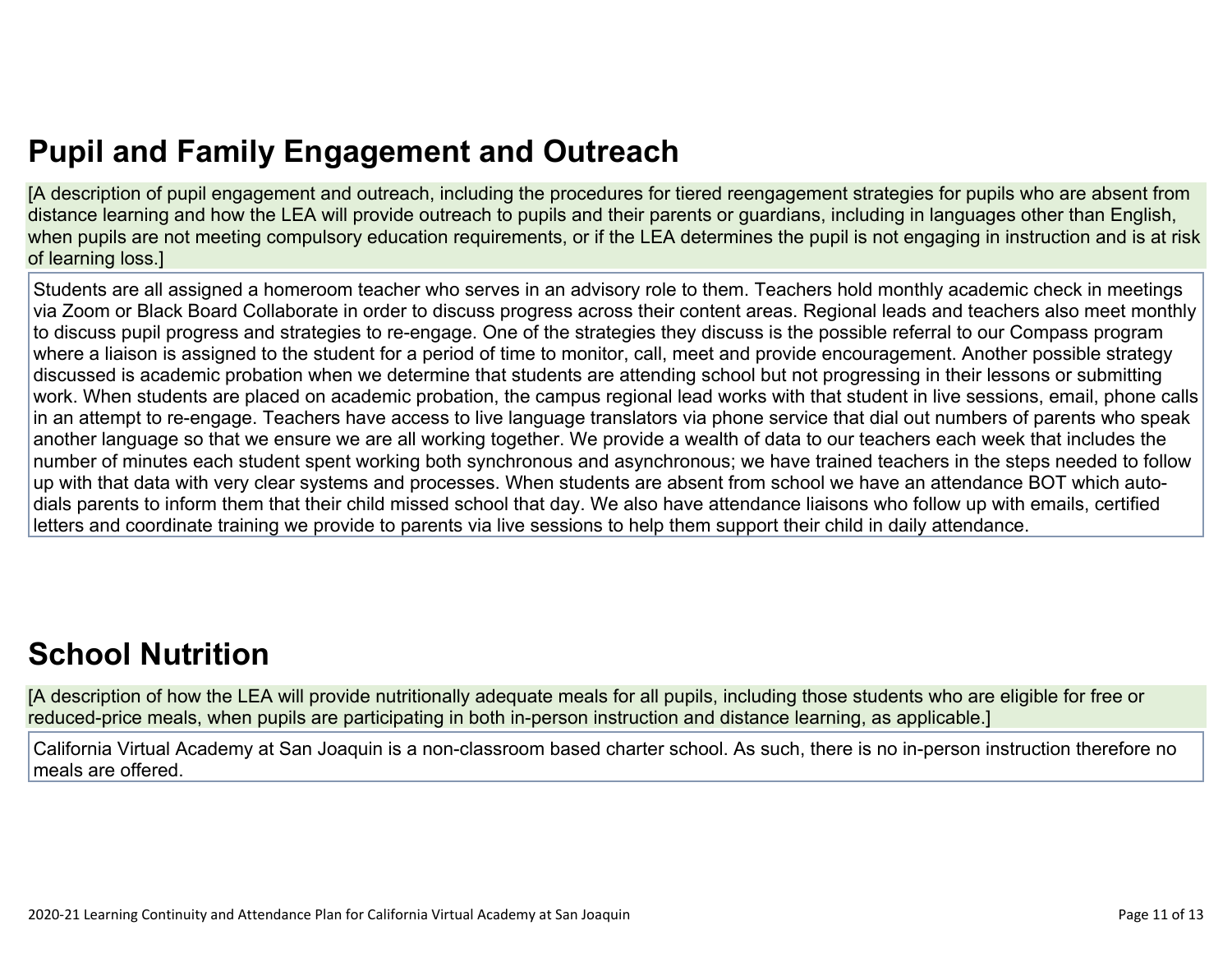## Pupil and Family Engagement and Outreach

[A description of pupil engagement and outreach, including the procedures for tiered reengagement strategies for pupils who are absent from distance learning and how the LEA will provide outreach to pupils and their parents or guardians, including in languages other than English, when pupils are not meeting compulsory education requirements, or if the LEA determines the pupil is not engaging in instruction and is at risk of learning loss.]

Students are all assigned a homeroom teacher who serves in an advisory role to them. Teachers hold monthly academic check in meetings via Zoom or Black Board Collaborate in order to discuss progress across their content areas. Regional leads and teachers also meet monthly to discuss pupil progress and strategies to re-engage. One of the strategies they discuss is the possible referral to our Compass program where a liaison is assigned to the student for a period of time to monitor, call, meet and provide encouragement. Another possible strategy discussed is academic probation when we determine that students are attending school but not progressing in their lessons or submitting work. When students are placed on academic probation, the campus regional lead works with that student in live sessions, email, phone calls in an attempt to re-engage. Teachers have access to live language translators via phone service that dial out numbers of parents who speak another language so that we ensure we are all working together. We provide a wealth of data to our teachers each week that includes the number of minutes each student spent working both synchronous and asynchronous; we have trained teachers in the steps needed to follow up with that data with very clear systems and processes. When students are absent from school we have an attendance BOT which auto-dials parents to inform them that their child missed school that day. We also have attendance liaisons who follow up with emails, certified letters and coordinate training we provide to parents via live sessions to help them support their child in daily attendance.

## School Nutrition

[A description of how the LEA will provide nutritionally adequate meals for all pupils, including those students who are eligible for free or reduced-price meals, when pupils are participating in both in-person instruction and distance learning, as applicable.]

California Virtual Academy at San Joaquin is a non-classroom based charter school. As such, there is no in-person instruction therefore no meals are offered.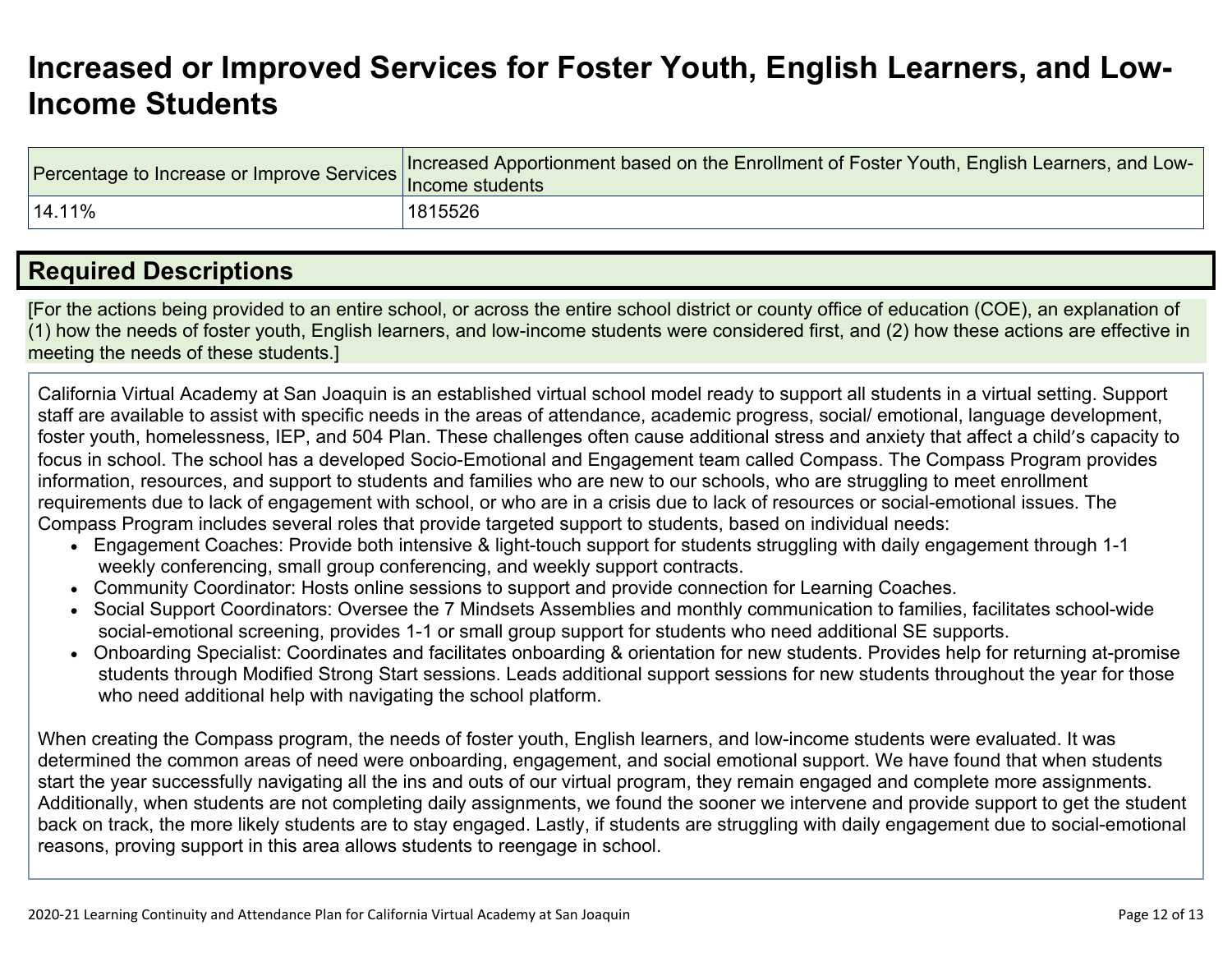# Increased or Improved Services for Foster Youth, English Learners, and Low-Income Students

| Percentage to Increase or Improve Services | Increased Apportionment based on the Enrollment of Foster Youth, English Learners, and Low-Income students |
|---|---|
| 14.11% | 1815526 |

## Required Descriptions

[For the actions being provided to an entire school, or across the entire school district or county office of education (COE), an explanation of (1) how the needs of foster youth, English learners, and low-income students were considered first, and (2) how these actions are effective in meeting the needs of these students.]

California Virtual Academy at San Joaquin is an established virtual school model ready to support all students in a virtual setting. Support staff are available to assist with specific needs in the areas of attendance, academic progress, social/ emotional, language development, foster youth, homelessness, IEP, and 504 Plan. These challenges often cause additional stress and anxiety that affect a child's capacity to focus in school. The school has a developed Socio-Emotional and Engagement team called Compass. The Compass Program provides information, resources, and support to students and families who are new to our schools, who are struggling to meet enrollment requirements due to lack of engagement with school, or who are in a crisis due to lack of resources or social-emotional issues. The Compass Program includes several roles that provide targeted support to students, based on individual needs:

- Engagement Coaches: Provide both intensive & light-touch support for students struggling with daily engagement through 1-1 weekly conferencing, small group conferencing, and weekly support contracts.
- Community Coordinator: Hosts online sessions to support and provide connection for Learning Coaches.
- Social Support Coordinators: Oversee the 7 Mindsets Assemblies and monthly communication to families, facilitates school-wide social-emotional screening, provides 1-1 or small group support for students who need additional SE supports.
- Onboarding Specialist: Coordinates and facilitates onboarding & orientation for new students. Provides help for returning at-promise students through Modified Strong Start sessions. Leads additional support sessions for new students throughout the year for those who need additional help with navigating the school platform.

When creating the Compass program, the needs of foster youth, English learners, and low-income students were evaluated. It was determined the common areas of need were onboarding, engagement, and social emotional support. We have found that when students start the year successfully navigating all the ins and outs of our virtual program, they remain engaged and complete more assignments. Additionally, when students are not completing daily assignments, we found the sooner we intervene and provide support to get the student back on track, the more likely students are to stay engaged. Lastly, if students are struggling with daily engagement due to social-emotional reasons, proving support in this area allows students to reengage in school.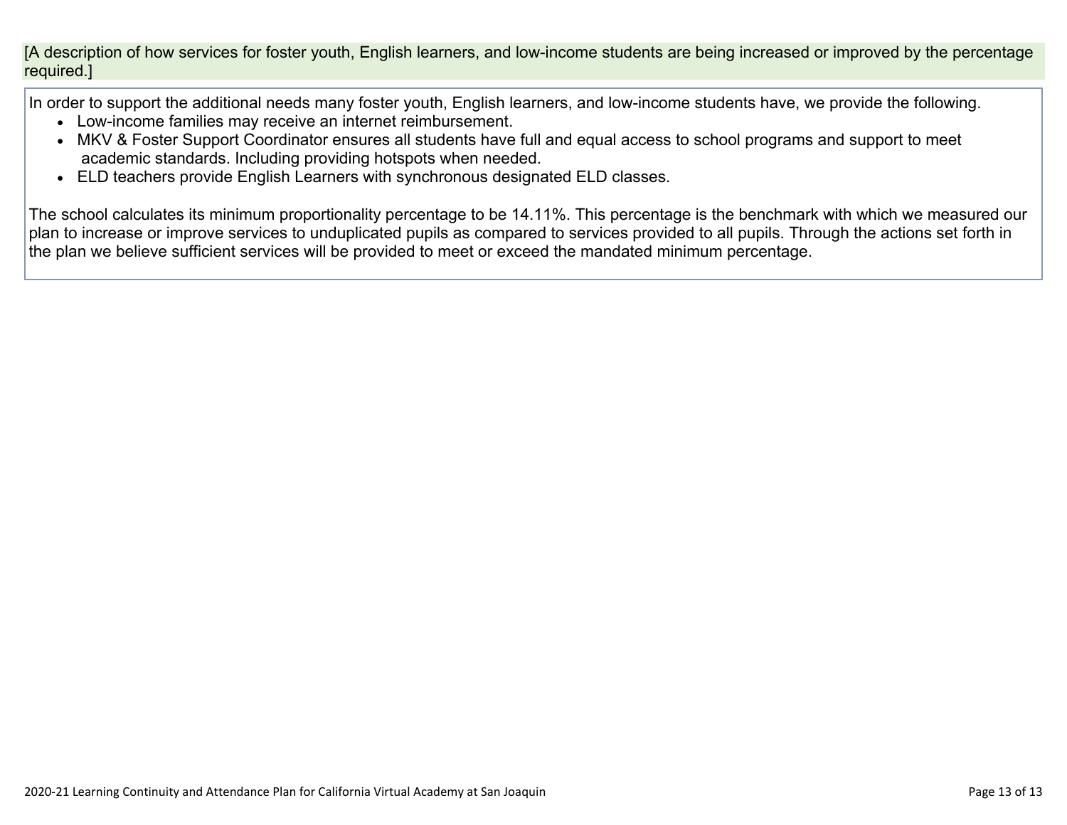[A description of how services for foster youth, English learners, and low-income students are being increased or improved by the percentage required.]

In order to support the additional needs many foster youth, English learners, and low-income students have, we provide the following.

- Low-income families may receive an internet reimbursement.
- MKV & Foster Support Coordinator ensures all students have full and equal access to school programs and support to meet academic standards. Including providing hotspots when needed.
- ELD teachers provide English Learners with synchronous designated ELD classes.

The school calculates its minimum proportionality percentage to be 14.11%. This percentage is the benchmark with which we measured our plan to increase or improve services to unduplicated pupils as compared to services provided to all pupils. Through the actions set forth in the plan we believe sufficient services will be provided to meet or exceed the mandated minimum percentage.